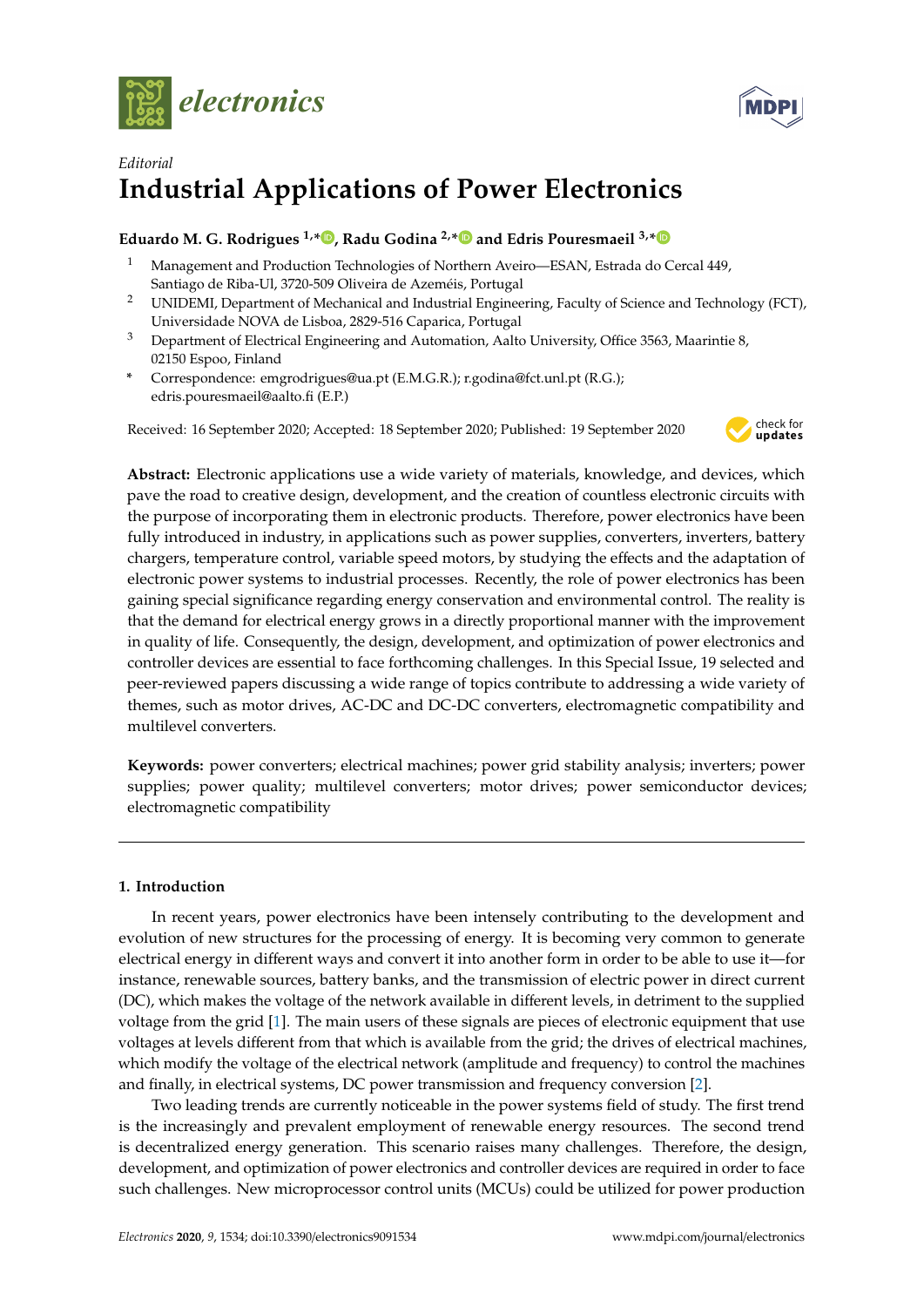*Editorial*

# Industrial Applications of Power Electronics

**Eduardo M. G. Rodrigues [1,*], Radu Godina [2,*] and Edris Pouresmaeil [3,*]**

[1] Management and Production Technologies of Northern Aveiro—ESAN, Estrada do Cercal 449, Santiago de Riba-Ul, 3720-509 Oliveira de Azeméis, Portugal

[2] UNIDEMI, Department of Mechanical and Industrial Engineering, Faculty of Science and Technology (FCT), Universidade NOVA de Lisboa, 2829-516 Caparica, Portugal

[3] Department of Electrical Engineering and Automation, Aalto University, Office 3563, Maarintie 8, 02150 Espoo, Finland

\* Correspondence: emgrodrigues@ua.pt (E.M.G.R.); r.godina@fct.unl.pt (R.G.); edris.pouresmaeil@aalto.fi (E.P.)

Received: 16 September 2020; Accepted: 18 September 2020; Published: 19 September 2020

**Abstract:** Electronic applications use a wide variety of materials, knowledge, and devices, which pave the road to creative design, development, and the creation of countless electronic circuits with the purpose of incorporating them in electronic products. Therefore, power electronics have been fully introduced in industry, in applications such as power supplies, converters, inverters, battery chargers, temperature control, variable speed motors, by studying the effects and the adaptation of electronic power systems to industrial processes. Recently, the role of power electronics has been gaining special significance regarding energy conservation and environmental control. The reality is that the demand for electrical energy grows in a directly proportional manner with the improvement in quality of life. Consequently, the design, development, and optimization of power electronics and controller devices are essential to face forthcoming challenges. In this Special Issue, 19 selected and peer-reviewed papers discussing a wide range of topics contribute to addressing a wide variety of themes, such as motor drives, AC-DC and DC-DC converters, electromagnetic compatibility and multilevel converters.

**Keywords:** power converters; electrical machines; power grid stability analysis; inverters; power supplies; power quality; multilevel converters; motor drives; power semiconductor devices; electromagnetic compatibility

## 1. Introduction

In recent years, power electronics have been intensely contributing to the development and evolution of new structures for the processing of energy. It is becoming very common to generate electrical energy in different ways and convert it into another form in order to be able to use it—for instance, renewable sources, battery banks, and the transmission of electric power in direct current (DC), which makes the voltage of the network available in different levels, in detriment to the supplied voltage from the grid [1]. The main users of these signals are pieces of electronic equipment that use voltages at levels different from that which is available from the grid; the drives of electrical machines, which modify the voltage of the electrical network (amplitude and frequency) to control the machines and finally, in electrical systems, DC power transmission and frequency conversion [2].

Two leading trends are currently noticeable in the power systems field of study. The first trend is the increasingly and prevalent employment of renewable energy resources. The second trend is decentralized energy generation. This scenario raises many challenges. Therefore, the design, development, and optimization of power electronics and controller devices are required in order to face such challenges. New microprocessor control units (MCUs) could be utilized for power production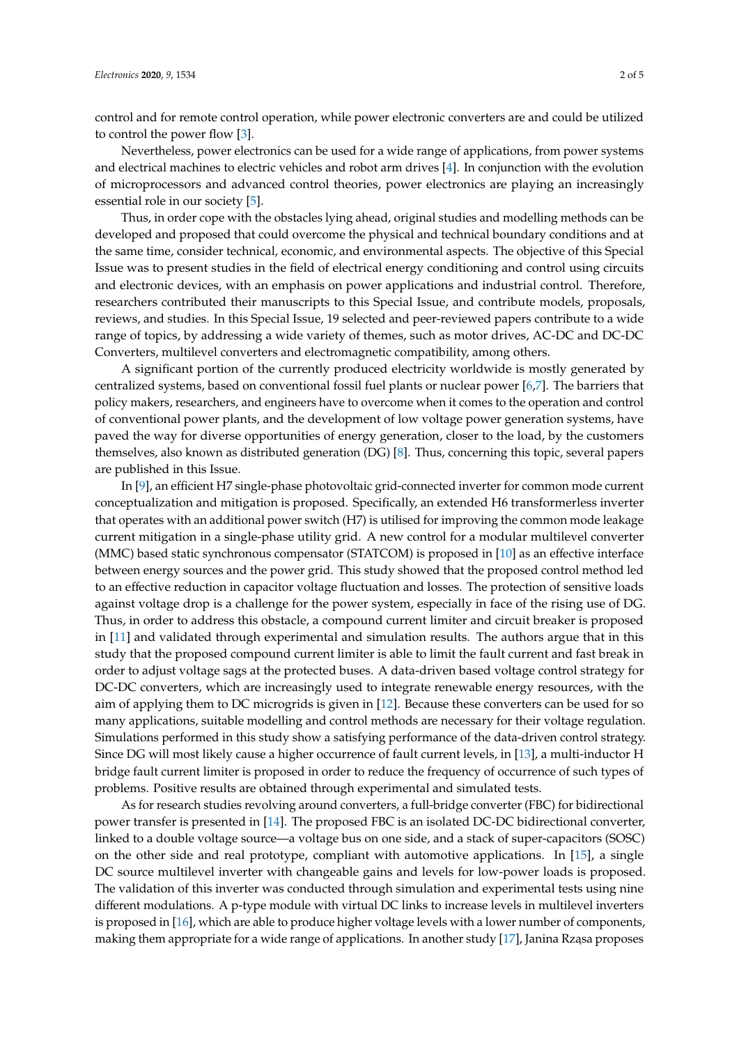control and for remote control operation, while power electronic converters are and could be utilized to control the power flow [3].

Nevertheless, power electronics can be used for a wide range of applications, from power systems and electrical machines to electric vehicles and robot arm drives [4]. In conjunction with the evolution of microprocessors and advanced control theories, power electronics are playing an increasingly essential role in our society [5].

Thus, in order cope with the obstacles lying ahead, original studies and modelling methods can be developed and proposed that could overcome the physical and technical boundary conditions and at the same time, consider technical, economic, and environmental aspects. The objective of this Special Issue was to present studies in the field of electrical energy conditioning and control using circuits and electronic devices, with an emphasis on power applications and industrial control. Therefore, researchers contributed their manuscripts to this Special Issue, and contribute models, proposals, reviews, and studies. In this Special Issue, 19 selected and peer-reviewed papers contribute to a wide range of topics, by addressing a wide variety of themes, such as motor drives, AC-DC and DC-DC Converters, multilevel converters and electromagnetic compatibility, among others.

A significant portion of the currently produced electricity worldwide is mostly generated by centralized systems, based on conventional fossil fuel plants or nuclear power [6,7]. The barriers that policy makers, researchers, and engineers have to overcome when it comes to the operation and control of conventional power plants, and the development of low voltage power generation systems, have paved the way for diverse opportunities of energy generation, closer to the load, by the customers themselves, also known as distributed generation (DG) [8]. Thus, concerning this topic, several papers are published in this Issue.

In [9], an efficient H7 single-phase photovoltaic grid-connected inverter for common mode current conceptualization and mitigation is proposed. Specifically, an extended H6 transformerless inverter that operates with an additional power switch (H7) is utilised for improving the common mode leakage current mitigation in a single-phase utility grid. A new control for a modular multilevel converter (MMC) based static synchronous compensator (STATCOM) is proposed in [10] as an effective interface between energy sources and the power grid. This study showed that the proposed control method led to an effective reduction in capacitor voltage fluctuation and losses. The protection of sensitive loads against voltage drop is a challenge for the power system, especially in face of the rising use of DG. Thus, in order to address this obstacle, a compound current limiter and circuit breaker is proposed in [11] and validated through experimental and simulation results. The authors argue that in this study that the proposed compound current limiter is able to limit the fault current and fast break in order to adjust voltage sags at the protected buses. A data-driven based voltage control strategy for DC-DC converters, which are increasingly used to integrate renewable energy resources, with the aim of applying them to DC microgrids is given in [12]. Because these converters can be used for so many applications, suitable modelling and control methods are necessary for their voltage regulation. Simulations performed in this study show a satisfying performance of the data-driven control strategy. Since DG will most likely cause a higher occurrence of fault current levels, in [13], a multi-inductor H bridge fault current limiter is proposed in order to reduce the frequency of occurrence of such types of problems. Positive results are obtained through experimental and simulated tests.

As for research studies revolving around converters, a full-bridge converter (FBC) for bidirectional power transfer is presented in [14]. The proposed FBC is an isolated DC-DC bidirectional converter, linked to a double voltage source—a voltage bus on one side, and a stack of super-capacitors (SOSC) on the other side and real prototype, compliant with automotive applications. In [15], a single DC source multilevel inverter with changeable gains and levels for low-power loads is proposed. The validation of this inverter was conducted through simulation and experimental tests using nine different modulations. A p-type module with virtual DC links to increase levels in multilevel inverters is proposed in [16], which are able to produce higher voltage levels with a lower number of components, making them appropriate for a wide range of applications. In another study [17], Janina Rząsa proposes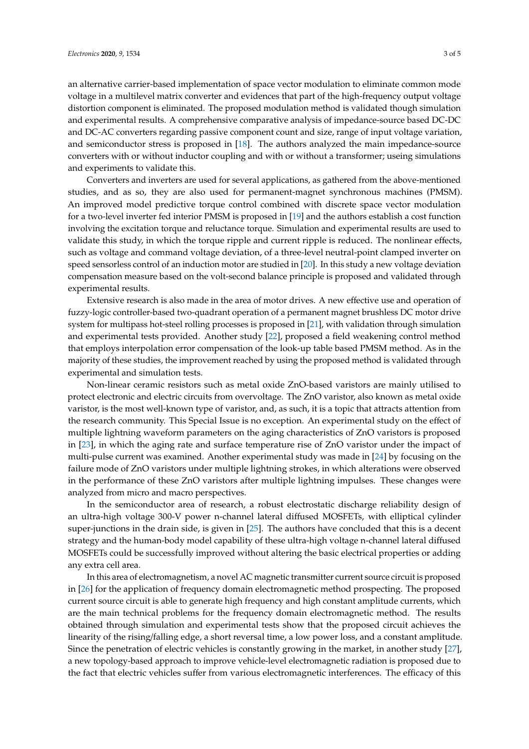an alternative carrier-based implementation of space vector modulation to eliminate common mode voltage in a multilevel matrix converter and evidences that part of the high-frequency output voltage distortion component is eliminated. The proposed modulation method is validated though simulation and experimental results. A comprehensive comparative analysis of impedance-source based DC-DC and DC-AC converters regarding passive component count and size, range of input voltage variation, and semiconductor stress is proposed in [18]. The authors analyzed the main impedance-source converters with or without inductor coupling and with or without a transformer; useing simulations and experiments to validate this.

Converters and inverters are used for several applications, as gathered from the above-mentioned studies, and as so, they are also used for permanent-magnet synchronous machines (PMSM). An improved model predictive torque control combined with discrete space vector modulation for a two-level inverter fed interior PMSM is proposed in [19] and the authors establish a cost function involving the excitation torque and reluctance torque. Simulation and experimental results are used to validate this study, in which the torque ripple and current ripple is reduced. The nonlinear effects, such as voltage and command voltage deviation, of a three-level neutral-point clamped inverter on speed sensorless control of an induction motor are studied in [20]. In this study a new voltage deviation compensation measure based on the volt-second balance principle is proposed and validated through experimental results.

Extensive research is also made in the area of motor drives. A new effective use and operation of fuzzy-logic controller-based two-quadrant operation of a permanent magnet brushless DC motor drive system for multipass hot-steel rolling processes is proposed in [21], with validation through simulation and experimental tests provided. Another study [22], proposed a field weakening control method that employs interpolation error compensation of the look-up table based PMSM method. As in the majority of these studies, the improvement reached by using the proposed method is validated through experimental and simulation tests.

Non-linear ceramic resistors such as metal oxide ZnO-based varistors are mainly utilised to protect electronic and electric circuits from overvoltage. The ZnO varistor, also known as metal oxide varistor, is the most well-known type of varistor, and, as such, it is a topic that attracts attention from the research community. This Special Issue is no exception. An experimental study on the effect of multiple lightning waveform parameters on the aging characteristics of ZnO varistors is proposed in [23], in which the aging rate and surface temperature rise of ZnO varistor under the impact of multi-pulse current was examined. Another experimental study was made in [24] by focusing on the failure mode of ZnO varistors under multiple lightning strokes, in which alterations were observed in the performance of these ZnO varistors after multiple lightning impulses. These changes were analyzed from micro and macro perspectives.

In the semiconductor area of research, a robust electrostatic discharge reliability design of an ultra-high voltage 300-V power n-channel lateral diffused MOSFETs, with elliptical cylinder super-junctions in the drain side, is given in [25]. The authors have concluded that this is a decent strategy and the human-body model capability of these ultra-high voltage n-channel lateral diffused MOSFETs could be successfully improved without altering the basic electrical properties or adding any extra cell area.

In this area of electromagnetism, a novel AC magnetic transmitter current source circuit is proposed in [26] for the application of frequency domain electromagnetic method prospecting. The proposed current source circuit is able to generate high frequency and high constant amplitude currents, which are the main technical problems for the frequency domain electromagnetic method. The results obtained through simulation and experimental tests show that the proposed circuit achieves the linearity of the rising/falling edge, a short reversal time, a low power loss, and a constant amplitude. Since the penetration of electric vehicles is constantly growing in the market, in another study [27], a new topology-based approach to improve vehicle-level electromagnetic radiation is proposed due to the fact that electric vehicles suffer from various electromagnetic interferences. The efficacy of this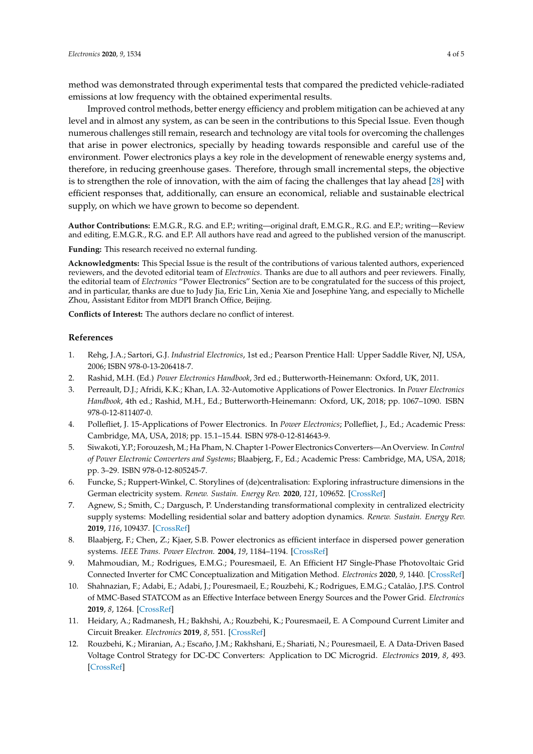method was demonstrated through experimental tests that compared the predicted vehicle-radiated emissions at low frequency with the obtained experimental results.

Improved control methods, better energy efficiency and problem mitigation can be achieved at any level and in almost any system, as can be seen in the contributions to this Special Issue. Even though numerous challenges still remain, research and technology are vital tools for overcoming the challenges that arise in power electronics, specially by heading towards responsible and careful use of the environment. Power electronics plays a key role in the development of renewable energy systems and, therefore, in reducing greenhouse gases. Therefore, through small incremental steps, the objective is to strengthen the role of innovation, with the aim of facing the challenges that lay ahead [28] with efficient responses that, additionally, can ensure an economical, reliable and sustainable electrical supply, on which we have grown to become so dependent.

**Author Contributions:** E.M.G.R., R.G. and E.P.; writing—original draft, E.M.G.R., R.G. and E.P.; writing—Review and editing, E.M.G.R., R.G. and E.P. All authors have read and agreed to the published version of the manuscript.

**Funding:** This research received no external funding.

**Acknowledgments:** This Special Issue is the result of the contributions of various talented authors, experienced reviewers, and the devoted editorial team of *Electronics*. Thanks are due to all authors and peer reviewers. Finally, the editorial team of *Electronics* "Power Electronics" Section are to be congratulated for the success of this project, and in particular, thanks are due to Judy Jia, Eric Lin, Xenia Xie and Josephine Yang, and especially to Michelle Zhou, Assistant Editor from MDPI Branch Office, Beijing.

**Conflicts of Interest:** The authors declare no conflict of interest.

## References

1. Rehg, J.A.; Sartori, G.J. *Industrial Electronics*, 1st ed.; Pearson Prentice Hall: Upper Saddle River, NJ, USA, 2006; ISBN 978-0-13-206418-7.
2. Rashid, M.H. (Ed.) *Power Electronics Handbook*, 3rd ed.; Butterworth-Heinemann: Oxford, UK, 2011.
3. Perreault, D.J.; Afridi, K.K.; Khan, I.A. 32-Automotive Applications of Power Electronics. In *Power Electronics Handbook*, 4th ed.; Rashid, M.H., Ed.; Butterworth-Heinemann: Oxford, UK, 2018; pp. 1067–1090. ISBN 978-0-12-811407-0.
4. Pollefliet, J. 15-Applications of Power Electronics. In *Power Electronics*; Pollefliet, J., Ed.; Academic Press: Cambridge, MA, USA, 2018; pp. 15.1–15.44. ISBN 978-0-12-814643-9.
5. Siwakoti, Y.P.; Forouzesh, M.; Ha Pham, N. Chapter 1-Power Electronics Converters—An Overview. In *Control of Power Electronic Converters and Systems*; Blaabjerg, F., Ed.; Academic Press: Cambridge, MA, USA, 2018; pp. 3–29. ISBN 978-0-12-805245-7.
6. Funcke, S.; Ruppert-Winkel, C. Storylines of (de)centralisation: Exploring infrastructure dimensions in the German electricity system. *Renew. Sustain. Energy Rev.* **2020**, *121*, 109652. [CrossRef]
7. Agnew, S.; Smith, C.; Dargusch, P. Understanding transformational complexity in centralized electricity supply systems: Modelling residential solar and battery adoption dynamics. *Renew. Sustain. Energy Rev.* **2019**, *116*, 109437. [CrossRef]
8. Blaabjerg, F.; Chen, Z.; Kjaer, S.B. Power electronics as efficient interface in dispersed power generation systems. *IEEE Trans. Power Electron.* **2004**, *19*, 1184–1194. [CrossRef]
9. Mahmoudian, M.; Rodrigues, E.M.G.; Pouresmaeil, E. An Efficient H7 Single-Phase Photovoltaic Grid Connected Inverter for CMC Conceptualization and Mitigation Method. *Electronics* **2020**, *9*, 1440. [CrossRef]
10. Shahnazian, F.; Adabi, E.; Adabi, J.; Pouresmaeil, E.; Rouzbehi, K.; Rodrigues, E.M.G.; Catalão, J.P.S. Control of MMC-Based STATCOM as an Effective Interface between Energy Sources and the Power Grid. *Electronics* **2019**, *8*, 1264. [CrossRef]
11. Heidary, A.; Radmanesh, H.; Bakhshi, A.; Rouzbehi, K.; Pouresmaeil, E. A Compound Current Limiter and Circuit Breaker. *Electronics* **2019**, *8*, 551. [CrossRef]
12. Rouzbehi, K.; Miranian, A.; Escaño, J.M.; Rakhshani, E.; Shariati, N.; Pouresmaeil, E. A Data-Driven Based Voltage Control Strategy for DC-DC Converters: Application to DC Microgrid. *Electronics* **2019**, *8*, 493. [CrossRef]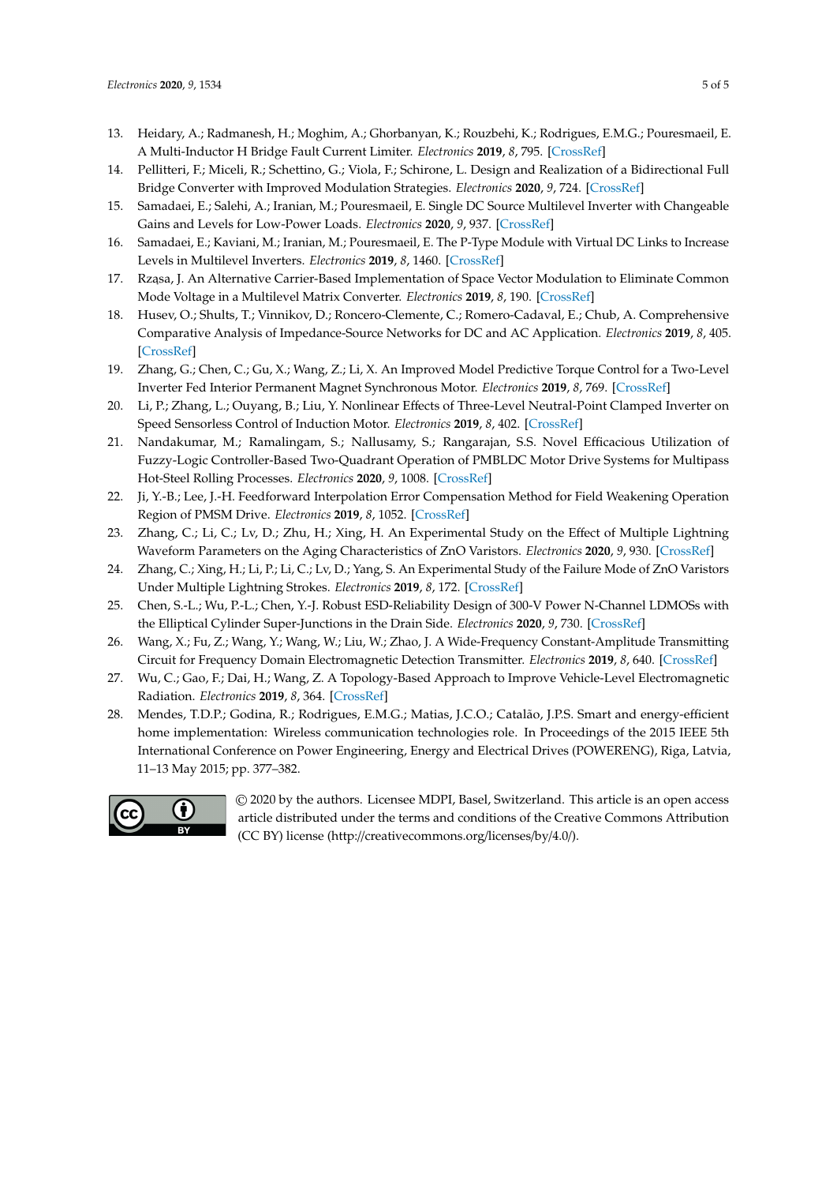13. Heidary, A.; Radmanesh, H.; Moghim, A.; Ghorbanyan, K.; Rouzbehi, K.; Rodrigues, E.M.G.; Pouresmaeil, E. A Multi-Inductor H Bridge Fault Current Limiter. *Electronics* **2019**, *8*, 795. [CrossRef]
14. Pellitteri, F.; Miceli, R.; Schettino, G.; Viola, F.; Schirone, L. Design and Realization of a Bidirectional Full Bridge Converter with Improved Modulation Strategies. *Electronics* **2020**, *9*, 724. [CrossRef]
15. Samadaei, E.; Salehi, A.; Iranian, M.; Pouresmaeil, E. Single DC Source Multilevel Inverter with Changeable Gains and Levels for Low-Power Loads. *Electronics* **2020**, *9*, 937. [CrossRef]
16. Samadaei, E.; Kaviani, M.; Iranian, M.; Pouresmaeil, E. The P-Type Module with Virtual DC Links to Increase Levels in Multilevel Inverters. *Electronics* **2019**, *8*, 1460. [CrossRef]
17. Rząsa, J. An Alternative Carrier-Based Implementation of Space Vector Modulation to Eliminate Common Mode Voltage in a Multilevel Matrix Converter. *Electronics* **2019**, *8*, 190. [CrossRef]
18. Husev, O.; Shults, T.; Vinnikov, D.; Roncero-Clemente, C.; Romero-Cadaval, E.; Chub, A. Comprehensive Comparative Analysis of Impedance-Source Networks for DC and AC Application. *Electronics* **2019**, *8*, 405. [CrossRef]
19. Zhang, G.; Chen, C.; Gu, X.; Wang, Z.; Li, X. An Improved Model Predictive Torque Control for a Two-Level Inverter Fed Interior Permanent Magnet Synchronous Motor. *Electronics* **2019**, *8*, 769. [CrossRef]
20. Li, P.; Zhang, L.; Ouyang, B.; Liu, Y. Nonlinear Effects of Three-Level Neutral-Point Clamped Inverter on Speed Sensorless Control of Induction Motor. *Electronics* **2019**, *8*, 402. [CrossRef]
21. Nandakumar, M.; Ramalingam, S.; Nallusamy, S.; Rangarajan, S.S. Novel Efficacious Utilization of Fuzzy-Logic Controller-Based Two-Quadrant Operation of PMBLDC Motor Drive Systems for Multipass Hot-Steel Rolling Processes. *Electronics* **2020**, *9*, 1008. [CrossRef]
22. Ji, Y.-B.; Lee, J.-H. Feedforward Interpolation Error Compensation Method for Field Weakening Operation Region of PMSM Drive. *Electronics* **2019**, *8*, 1052. [CrossRef]
23. Zhang, C.; Li, C.; Lv, D.; Zhu, H.; Xing, H. An Experimental Study on the Effect of Multiple Lightning Waveform Parameters on the Aging Characteristics of ZnO Varistors. *Electronics* **2020**, *9*, 930. [CrossRef]
24. Zhang, C.; Xing, H.; Li, P.; Li, C.; Lv, D.; Yang, S. An Experimental Study of the Failure Mode of ZnO Varistors Under Multiple Lightning Strokes. *Electronics* **2019**, *8*, 172. [CrossRef]
25. Chen, S.-L.; Wu, P.-L.; Chen, Y.-J. Robust ESD-Reliability Design of 300-V Power N-Channel LDMOSs with the Elliptical Cylinder Super-Junctions in the Drain Side. *Electronics* **2020**, *9*, 730. [CrossRef]
26. Wang, X.; Fu, Z.; Wang, Y.; Wang, W.; Liu, W.; Zhao, J. A Wide-Frequency Constant-Amplitude Transmitting Circuit for Frequency Domain Electromagnetic Detection Transmitter. *Electronics* **2019**, *8*, 640. [CrossRef]
27. Wu, C.; Gao, F.; Dai, H.; Wang, Z. A Topology-Based Approach to Improve Vehicle-Level Electromagnetic Radiation. *Electronics* **2019**, *8*, 364. [CrossRef]
28. Mendes, T.D.P.; Godina, R.; Rodrigues, E.M.G.; Matias, J.C.O.; Catalão, J.P.S. Smart and energy-efficient home implementation: Wireless communication technologies role. In Proceedings of the 2015 IEEE 5th International Conference on Power Engineering, Energy and Electrical Drives (POWERENG), Riga, Latvia, 11–13 May 2015; pp. 377–382.

© 2020 by the authors. Licensee MDPI, Basel, Switzerland. This article is an open access article distributed under the terms and conditions of the Creative Commons Attribution (CC BY) license (http://creativecommons.org/licenses/by/4.0/).